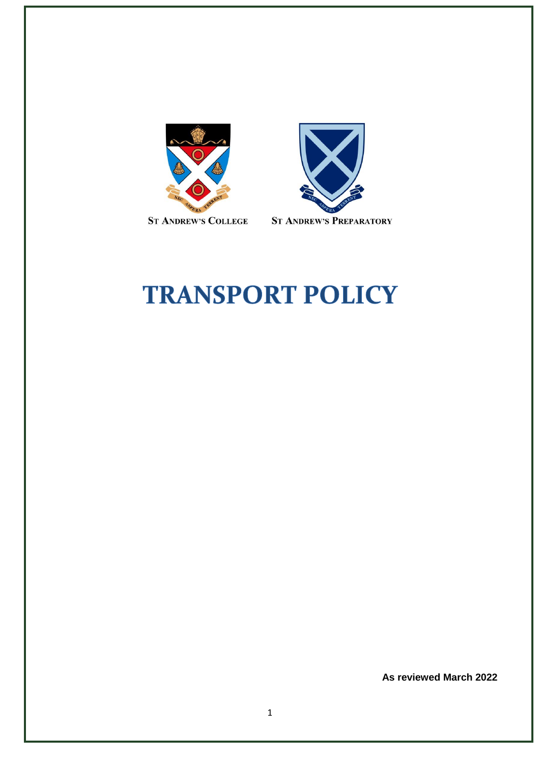ST ANDREW'S COLLEGE

ST ANDREW'S PREPARATORY

# TRANSPORT POLICY

**As reviewed March 2022**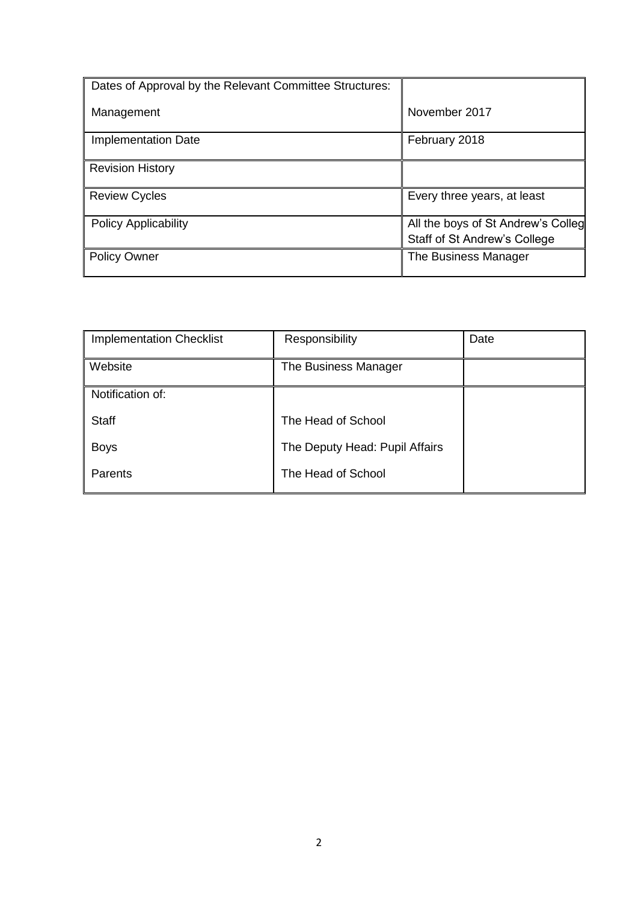| Dates of Approval by the Relevant Committee Structures:<br><br>Management | <br><br>November 2017 |
| --- | --- |
| Implementation Date | February 2018 |
| Revision History | |
| Review Cycles | Every three years, at least |
| Policy Applicability | All the boys of St Andrew's Colleg<br>Staff of St Andrew's College |
| Policy Owner | The Business Manager |

| Implementation Checklist | Responsibility | Date |
| --- | --- | --- |
| Website | The Business Manager | |
| Notification of:<br><br>Staff<br><br>Boys<br><br>Parents | <br><br>The Head of School<br><br>The Deputy Head: Pupil Affairs<br><br>The Head of School | |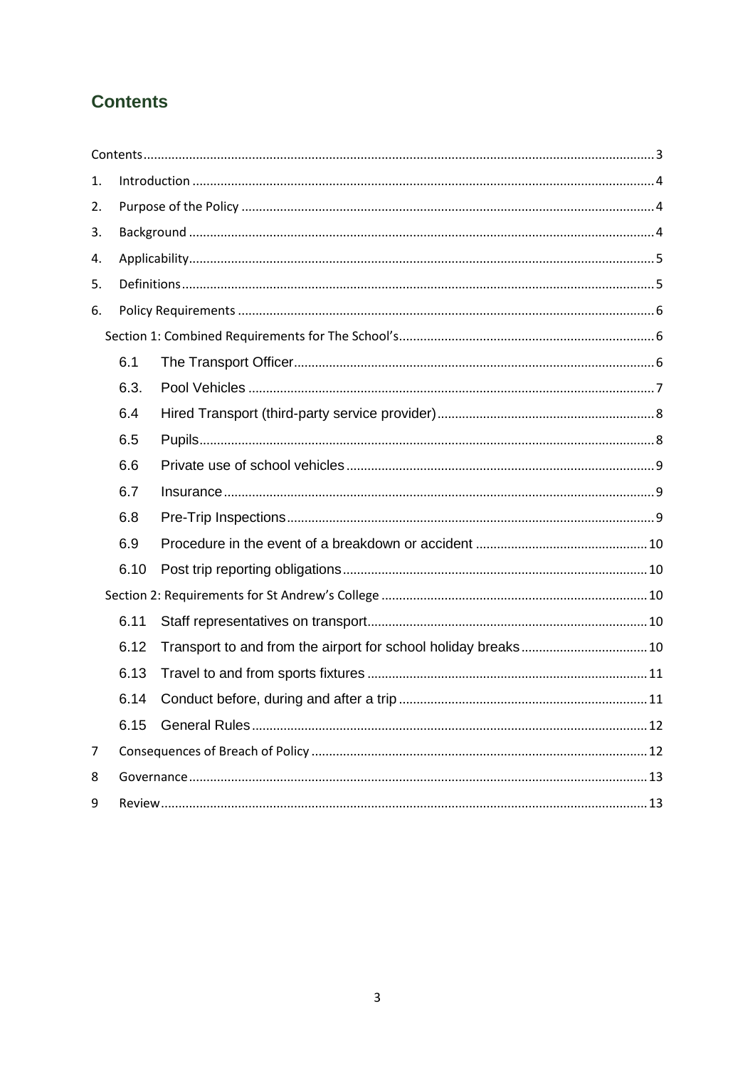# Contents

Contents ........ 3

1. Introduction ........ 4
2. Purpose of the Policy ........ 4
3. Background ........ 4
4. Applicability ........ 5
5. Definitions ........ 5
6. Policy Requirements ........ 6

Section 1: Combined Requirements for The School's ........ 6

- 6.1 The Transport Officer ........ 6
- 6.3. Pool Vehicles ........ 7
- 6.4 Hired Transport (third-party service provider) ........ 8
- 6.5 Pupils ........ 8
- 6.6 Private use of school vehicles ........ 9
- 6.7 Insurance ........ 9
- 6.8 Pre-Trip Inspections ........ 9
- 6.9 Procedure in the event of a breakdown or accident ........ 10
- 6.10 Post trip reporting obligations ........ 10

Section 2: Requirements for St Andrew's College ........ 10

- 6.11 Staff representatives on transport ........ 10
- 6.12 Transport to and from the airport for school holiday breaks ........ 10
- 6.13 Travel to and from sports fixtures ........ 11
- 6.14 Conduct before, during and after a trip ........ 11
- 6.15 General Rules ........ 12

7 Consequences of Breach of Policy ........ 12

8 Governance ........ 13

9 Review ........ 13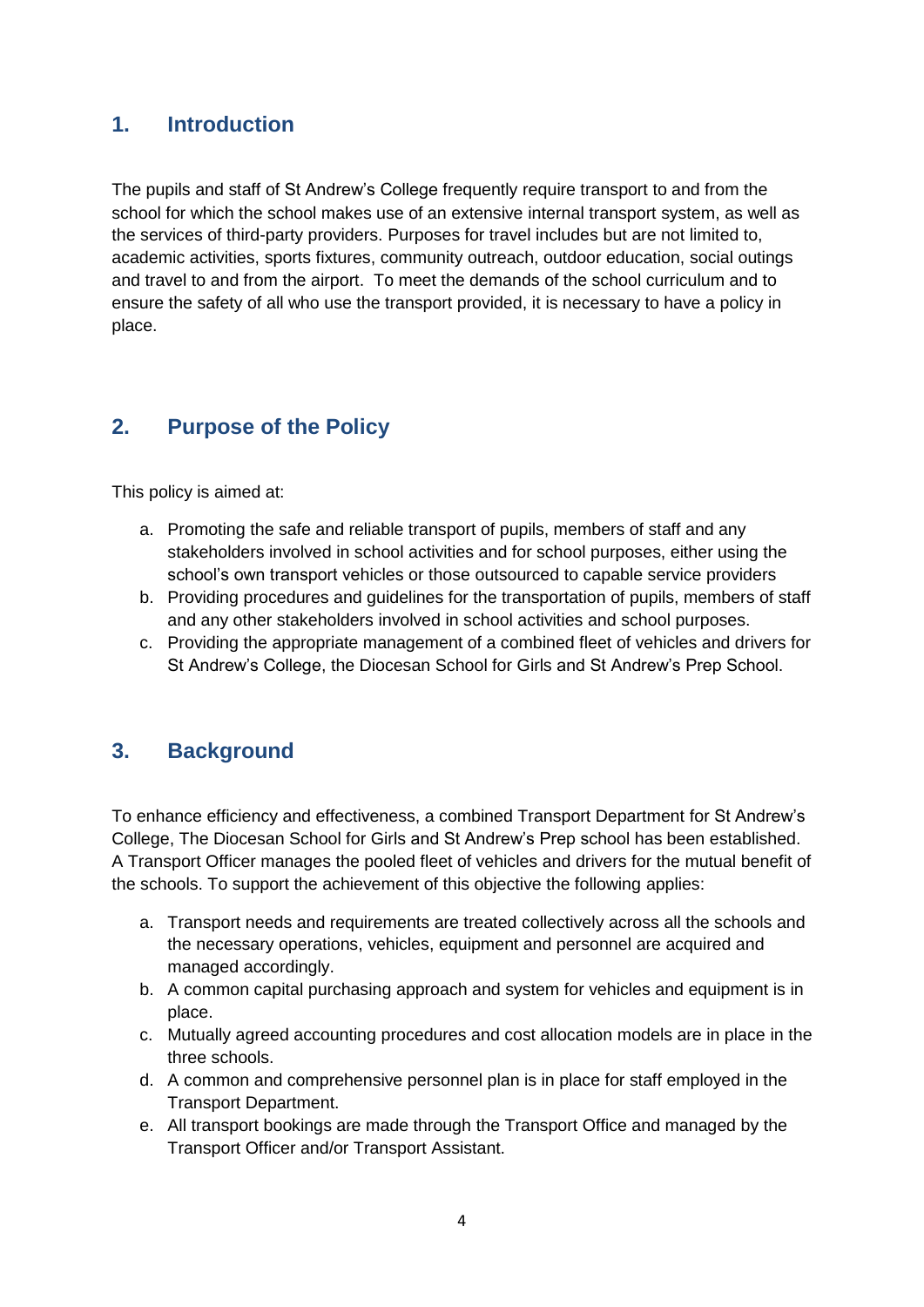## 1. Introduction

The pupils and staff of St Andrew's College frequently require transport to and from the school for which the school makes use of an extensive internal transport system, as well as the services of third-party providers. Purposes for travel includes but are not limited to, academic activities, sports fixtures, community outreach, outdoor education, social outings and travel to and from the airport. To meet the demands of the school curriculum and to ensure the safety of all who use the transport provided, it is necessary to have a policy in place.

## 2. Purpose of the Policy

This policy is aimed at:

a. Promoting the safe and reliable transport of pupils, members of staff and any stakeholders involved in school activities and for school purposes, either using the school's own transport vehicles or those outsourced to capable service providers
b. Providing procedures and guidelines for the transportation of pupils, members of staff and any other stakeholders involved in school activities and school purposes.
c. Providing the appropriate management of a combined fleet of vehicles and drivers for St Andrew's College, the Diocesan School for Girls and St Andrew's Prep School.

## 3. Background

To enhance efficiency and effectiveness, a combined Transport Department for St Andrew's College, The Diocesan School for Girls and St Andrew's Prep school has been established. A Transport Officer manages the pooled fleet of vehicles and drivers for the mutual benefit of the schools. To support the achievement of this objective the following applies:

a. Transport needs and requirements are treated collectively across all the schools and the necessary operations, vehicles, equipment and personnel are acquired and managed accordingly.
b. A common capital purchasing approach and system for vehicles and equipment is in place.
c. Mutually agreed accounting procedures and cost allocation models are in place in the three schools.
d. A common and comprehensive personnel plan is in place for staff employed in the Transport Department.
e. All transport bookings are made through the Transport Office and managed by the Transport Officer and/or Transport Assistant.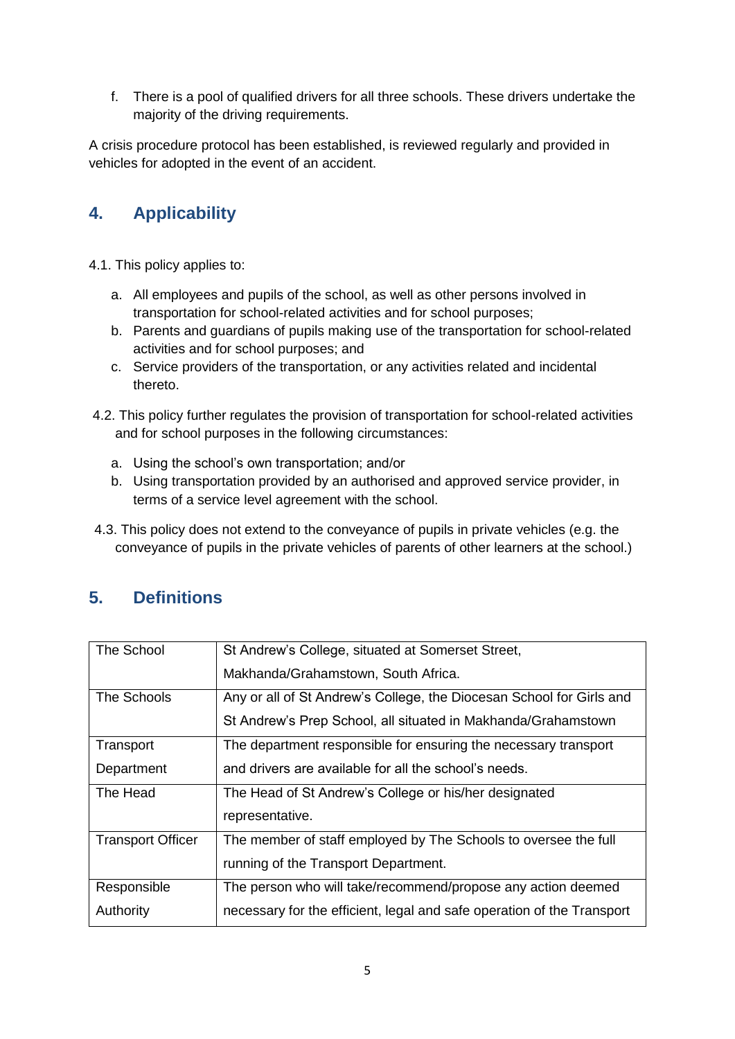f. There is a pool of qualified drivers for all three schools. These drivers undertake the majority of the driving requirements.

A crisis procedure protocol has been established, is reviewed regularly and provided in vehicles for adopted in the event of an accident.

## 4. Applicability

4.1. This policy applies to:

a. All employees and pupils of the school, as well as other persons involved in transportation for school-related activities and for school purposes;
b. Parents and guardians of pupils making use of the transportation for school-related activities and for school purposes; and
c. Service providers of the transportation, or any activities related and incidental thereto.

4.2. This policy further regulates the provision of transportation for school-related activities and for school purposes in the following circumstances:

a. Using the school's own transportation; and/or
b. Using transportation provided by an authorised and approved service provider, in terms of a service level agreement with the school.

4.3. This policy does not extend to the conveyance of pupils in private vehicles (e.g. the conveyance of pupils in the private vehicles of parents of other learners at the school.)

## 5. Definitions

| | |
|---|---|
| The School | St Andrew's College, situated at Somerset Street, Makhanda/Grahamstown, South Africa. |
| The Schools | Any or all of St Andrew's College, the Diocesan School for Girls and St Andrew's Prep School, all situated in Makhanda/Grahamstown |
| Transport Department | The department responsible for ensuring the necessary transport and drivers are available for all the school's needs. |
| The Head | The Head of St Andrew's College or his/her designated representative. |
| Transport Officer | The member of staff employed by The Schools to oversee the full running of the Transport Department. |
| Responsible Authority | The person who will take/recommend/propose any action deemed necessary for the efficient, legal and safe operation of the Transport |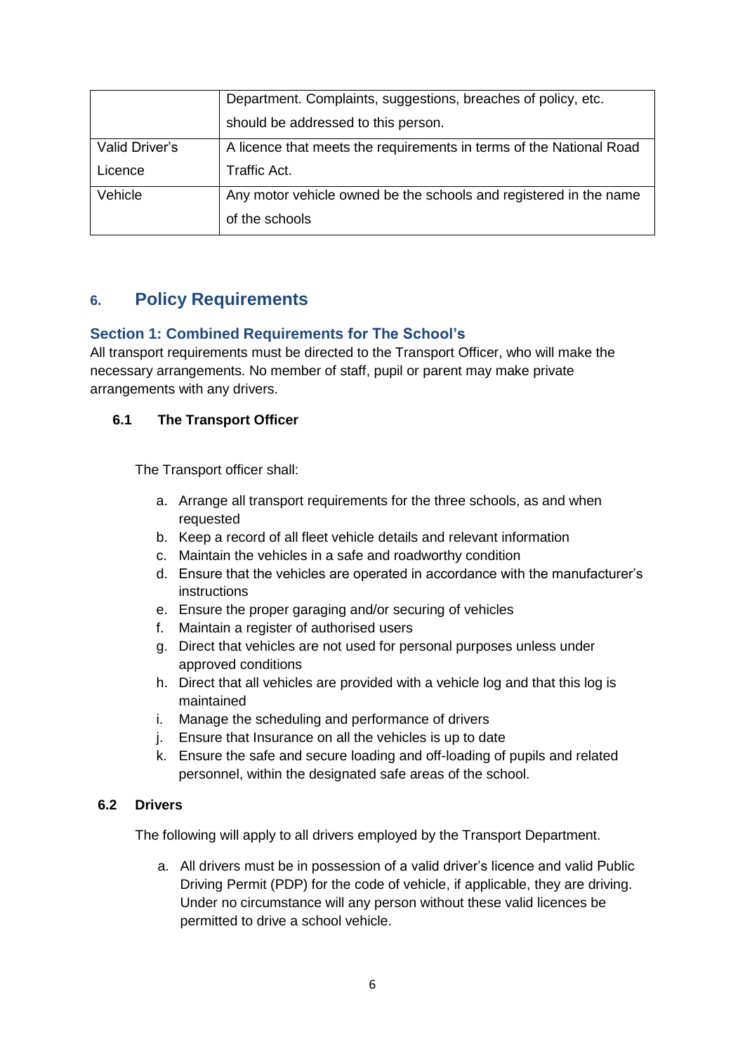| | |
|---|---|
| | Department. Complaints, suggestions, breaches of policy, etc. should be addressed to this person. |
| Valid Driver's Licence | A licence that meets the requirements in terms of the National Road Traffic Act. |
| Vehicle | Any motor vehicle owned be the schools and registered in the name of the schools |

## 6. Policy Requirements

### Section 1: Combined Requirements for The School's

All transport requirements must be directed to the Transport Officer, who will make the necessary arrangements. No member of staff, pupil or parent may make private arrangements with any drivers.

#### 6.1 The Transport Officer

The Transport officer shall:

a. Arrange all transport requirements for the three schools, as and when requested
b. Keep a record of all fleet vehicle details and relevant information
c. Maintain the vehicles in a safe and roadworthy condition
d. Ensure that the vehicles are operated in accordance with the manufacturer's instructions
e. Ensure the proper garaging and/or securing of vehicles
f. Maintain a register of authorised users
g. Direct that vehicles are not used for personal purposes unless under approved conditions
h. Direct that all vehicles are provided with a vehicle log and that this log is maintained
i. Manage the scheduling and performance of drivers
j. Ensure that Insurance on all the vehicles is up to date
k. Ensure the safe and secure loading and off-loading of pupils and related personnel, within the designated safe areas of the school.

#### 6.2 Drivers

The following will apply to all drivers employed by the Transport Department.

a. All drivers must be in possession of a valid driver's licence and valid Public Driving Permit (PDP) for the code of vehicle, if applicable, they are driving. Under no circumstance will any person without these valid licences be permitted to drive a school vehicle.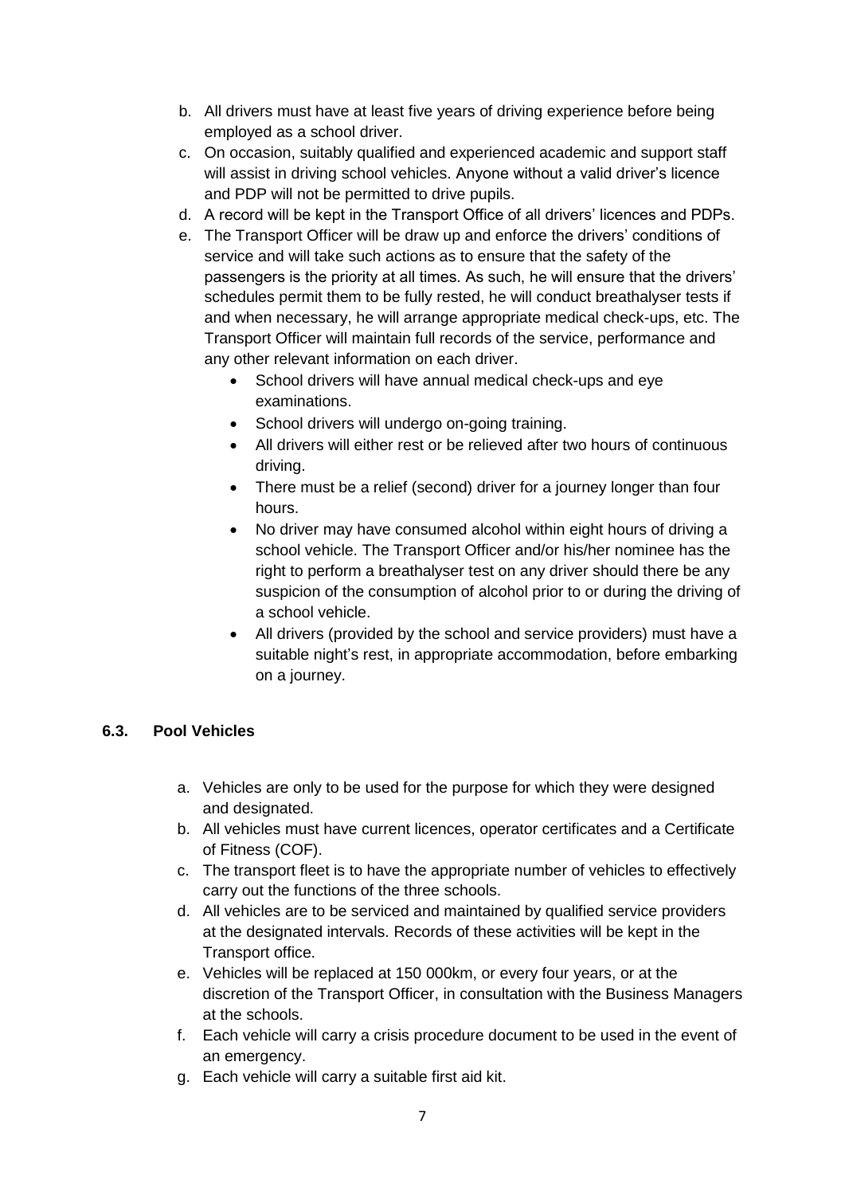b. All drivers must have at least five years of driving experience before being employed as a school driver.
c. On occasion, suitably qualified and experienced academic and support staff will assist in driving school vehicles. Anyone without a valid driver's licence and PDP will not be permitted to drive pupils.
d. A record will be kept in the Transport Office of all drivers' licences and PDPs.
e. The Transport Officer will be draw up and enforce the drivers' conditions of service and will take such actions as to ensure that the safety of the passengers is the priority at all times. As such, he will ensure that the drivers' schedules permit them to be fully rested, he will conduct breathalyser tests if and when necessary, he will arrange appropriate medical check-ups, etc. The Transport Officer will maintain full records of the service, performance and any other relevant information on each driver.
    - School drivers will have annual medical check-ups and eye examinations.
    - School drivers will undergo on-going training.
    - All drivers will either rest or be relieved after two hours of continuous driving.
    - There must be a relief (second) driver for a journey longer than four hours.
    - No driver may have consumed alcohol within eight hours of driving a school vehicle. The Transport Officer and/or his/her nominee has the right to perform a breathalyser test on any driver should there be any suspicion of the consumption of alcohol prior to or during the driving of a school vehicle.
    - All drivers (provided by the school and service providers) must have a suitable night's rest, in appropriate accommodation, before embarking on a journey.

### 6.3. Pool Vehicles

a. Vehicles are only to be used for the purpose for which they were designed and designated.
b. All vehicles must have current licences, operator certificates and a Certificate of Fitness (COF).
c. The transport fleet is to have the appropriate number of vehicles to effectively carry out the functions of the three schools.
d. All vehicles are to be serviced and maintained by qualified service providers at the designated intervals. Records of these activities will be kept in the Transport office.
e. Vehicles will be replaced at 150 000km, or every four years, or at the discretion of the Transport Officer, in consultation with the Business Managers at the schools.
f. Each vehicle will carry a crisis procedure document to be used in the event of an emergency.
g. Each vehicle will carry a suitable first aid kit.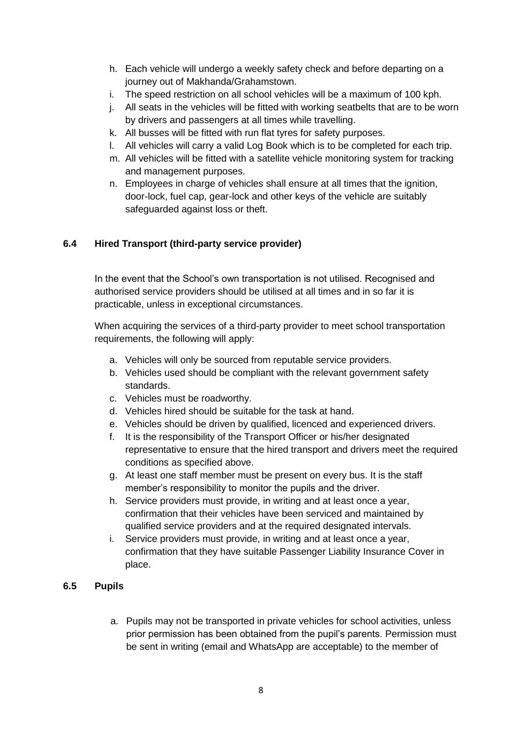h. Each vehicle will undergo a weekly safety check and before departing on a journey out of Makhanda/Grahamstown.
i. The speed restriction on all school vehicles will be a maximum of 100 kph.
j. All seats in the vehicles will be fitted with working seatbelts that are to be worn by drivers and passengers at all times while travelling.
k. All busses will be fitted with run flat tyres for safety purposes.
l. All vehicles will carry a valid Log Book which is to be completed for each trip.
m. All vehicles will be fitted with a satellite vehicle monitoring system for tracking and management purposes.
n. Employees in charge of vehicles shall ensure at all times that the ignition, door-lock, fuel cap, gear-lock and other keys of the vehicle are suitably safeguarded against loss or theft.

### 6.4 Hired Transport (third-party service provider)

In the event that the School's own transportation is not utilised. Recognised and authorised service providers should be utilised at all times and in so far it is practicable, unless in exceptional circumstances.

When acquiring the services of a third-party provider to meet school transportation requirements, the following will apply:

a. Vehicles will only be sourced from reputable service providers.
b. Vehicles used should be compliant with the relevant government safety standards.
c. Vehicles must be roadworthy.
d. Vehicles hired should be suitable for the task at hand.
e. Vehicles should be driven by qualified, licenced and experienced drivers.
f. It is the responsibility of the Transport Officer or his/her designated representative to ensure that the hired transport and drivers meet the required conditions as specified above.
g. At least one staff member must be present on every bus. It is the staff member's responsibility to monitor the pupils and the driver.
h. Service providers must provide, in writing and at least once a year, confirmation that their vehicles have been serviced and maintained by qualified service providers and at the required designated intervals.
i. Service providers must provide, in writing and at least once a year, confirmation that they have suitable Passenger Liability Insurance Cover in place.

### 6.5 Pupils

a. Pupils may not be transported in private vehicles for school activities, unless prior permission has been obtained from the pupil's parents. Permission must be sent in writing (email and WhatsApp are acceptable) to the member of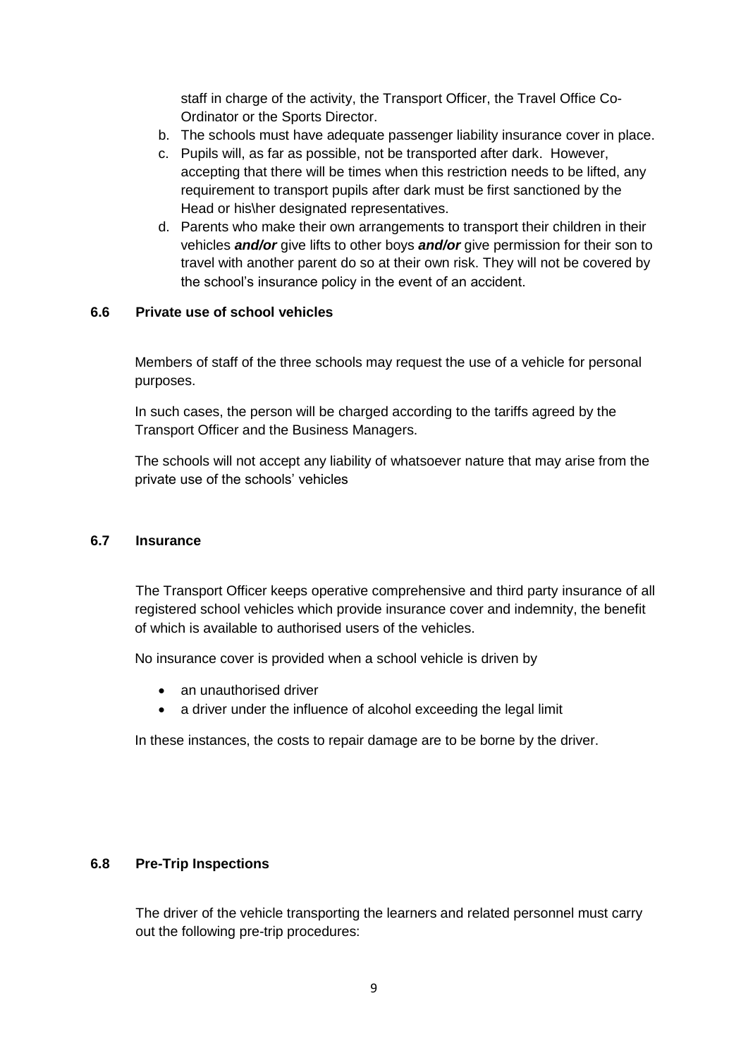staff in charge of the activity, the Transport Officer, the Travel Office Co-Ordinator or the Sports Director.

b. The schools must have adequate passenger liability insurance cover in place.

c. Pupils will, as far as possible, not be transported after dark. However, accepting that there will be times when this restriction needs to be lifted, any requirement to transport pupils after dark must be first sanctioned by the Head or his\her designated representatives.

d. Parents who make their own arrangements to transport their children in their vehicles ***and/or*** give lifts to other boys ***and/or*** give permission for their son to travel with another parent do so at their own risk. They will not be covered by the school's insurance policy in the event of an accident.

### 6.6 Private use of school vehicles

Members of staff of the three schools may request the use of a vehicle for personal purposes.

In such cases, the person will be charged according to the tariffs agreed by the Transport Officer and the Business Managers.

The schools will not accept any liability of whatsoever nature that may arise from the private use of the schools' vehicles

### 6.7 Insurance

The Transport Officer keeps operative comprehensive and third party insurance of all registered school vehicles which provide insurance cover and indemnity, the benefit of which is available to authorised users of the vehicles.

No insurance cover is provided when a school vehicle is driven by

- an unauthorised driver
- a driver under the influence of alcohol exceeding the legal limit

In these instances, the costs to repair damage are to be borne by the driver.

### 6.8 Pre-Trip Inspections

The driver of the vehicle transporting the learners and related personnel must carry out the following pre-trip procedures: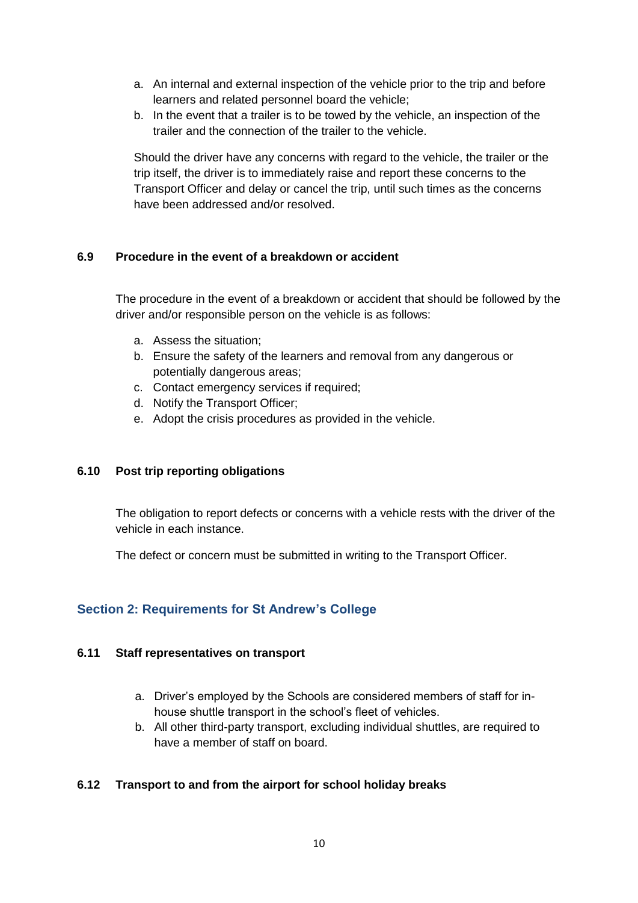a. An internal and external inspection of the vehicle prior to the trip and before learners and related personnel board the vehicle;
b. In the event that a trailer is to be towed by the vehicle, an inspection of the trailer and the connection of the trailer to the vehicle.

Should the driver have any concerns with regard to the vehicle, the trailer or the trip itself, the driver is to immediately raise and report these concerns to the Transport Officer and delay or cancel the trip, until such times as the concerns have been addressed and/or resolved.

### 6.9 Procedure in the event of a breakdown or accident

The procedure in the event of a breakdown or accident that should be followed by the driver and/or responsible person on the vehicle is as follows:

a. Assess the situation;
b. Ensure the safety of the learners and removal from any dangerous or potentially dangerous areas;
c. Contact emergency services if required;
d. Notify the Transport Officer;
e. Adopt the crisis procedures as provided in the vehicle.

### 6.10 Post trip reporting obligations

The obligation to report defects or concerns with a vehicle rests with the driver of the vehicle in each instance.

The defect or concern must be submitted in writing to the Transport Officer.

## Section 2: Requirements for St Andrew's College

### 6.11 Staff representatives on transport

a. Driver's employed by the Schools are considered members of staff for in-house shuttle transport in the school's fleet of vehicles.
b. All other third-party transport, excluding individual shuttles, are required to have a member of staff on board.

### 6.12 Transport to and from the airport for school holiday breaks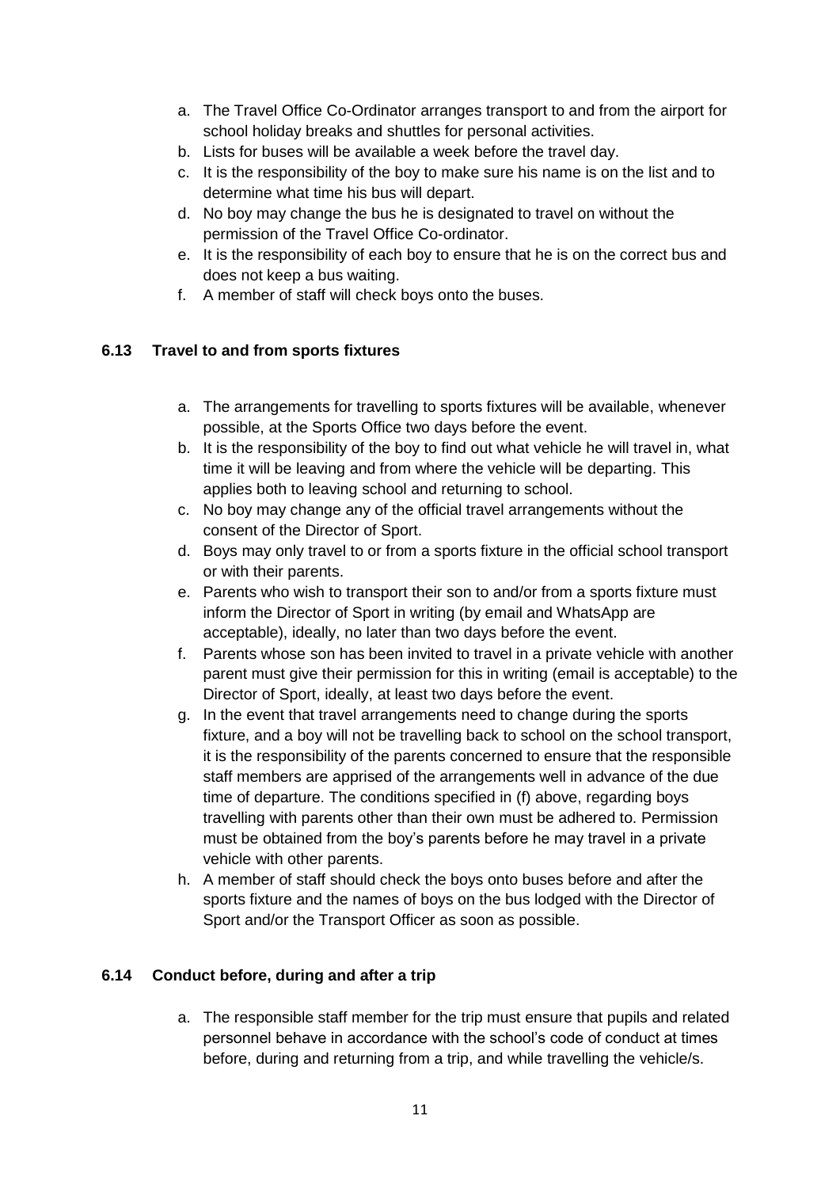a. The Travel Office Co-Ordinator arranges transport to and from the airport for school holiday breaks and shuttles for personal activities.
b. Lists for buses will be available a week before the travel day.
c. It is the responsibility of the boy to make sure his name is on the list and to determine what time his bus will depart.
d. No boy may change the bus he is designated to travel on without the permission of the Travel Office Co-ordinator.
e. It is the responsibility of each boy to ensure that he is on the correct bus and does not keep a bus waiting.
f. A member of staff will check boys onto the buses.

### 6.13 Travel to and from sports fixtures

a. The arrangements for travelling to sports fixtures will be available, whenever possible, at the Sports Office two days before the event.
b. It is the responsibility of the boy to find out what vehicle he will travel in, what time it will be leaving and from where the vehicle will be departing. This applies both to leaving school and returning to school.
c. No boy may change any of the official travel arrangements without the consent of the Director of Sport.
d. Boys may only travel to or from a sports fixture in the official school transport or with their parents.
e. Parents who wish to transport their son to and/or from a sports fixture must inform the Director of Sport in writing (by email and WhatsApp are acceptable), ideally, no later than two days before the event.
f. Parents whose son has been invited to travel in a private vehicle with another parent must give their permission for this in writing (email is acceptable) to the Director of Sport, ideally, at least two days before the event.
g. In the event that travel arrangements need to change during the sports fixture, and a boy will not be travelling back to school on the school transport, it is the responsibility of the parents concerned to ensure that the responsible staff members are apprised of the arrangements well in advance of the due time of departure. The conditions specified in (f) above, regarding boys travelling with parents other than their own must be adhered to. Permission must be obtained from the boy's parents before he may travel in a private vehicle with other parents.
h. A member of staff should check the boys onto buses before and after the sports fixture and the names of boys on the bus lodged with the Director of Sport and/or the Transport Officer as soon as possible.

### 6.14 Conduct before, during and after a trip

a. The responsible staff member for the trip must ensure that pupils and related personnel behave in accordance with the school's code of conduct at times before, during and returning from a trip, and while travelling the vehicle/s.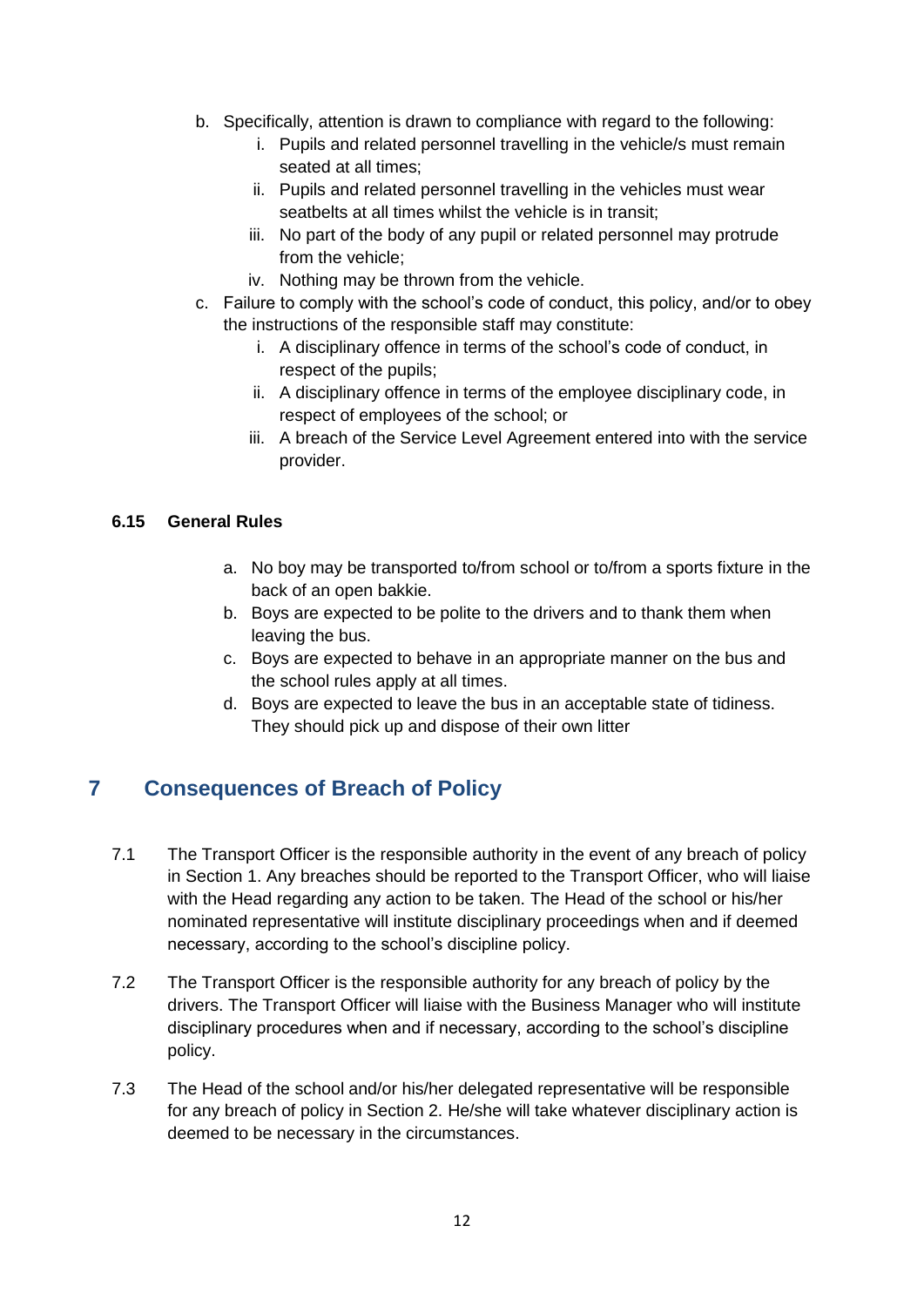b. Specifically, attention is drawn to compliance with regard to the following:
    i. Pupils and related personnel travelling in the vehicle/s must remain seated at all times;
    ii. Pupils and related personnel travelling in the vehicles must wear seatbelts at all times whilst the vehicle is in transit;
    iii. No part of the body of any pupil or related personnel may protrude from the vehicle;
    iv. Nothing may be thrown from the vehicle.
c. Failure to comply with the school's code of conduct, this policy, and/or to obey the instructions of the responsible staff may constitute:
    i. A disciplinary offence in terms of the school's code of conduct, in respect of the pupils;
    ii. A disciplinary offence in terms of the employee disciplinary code, in respect of employees of the school; or
    iii. A breach of the Service Level Agreement entered into with the service provider.

### 6.15 General Rules

a. No boy may be transported to/from school or to/from a sports fixture in the back of an open bakkie.
b. Boys are expected to be polite to the drivers and to thank them when leaving the bus.
c. Boys are expected to behave in an appropriate manner on the bus and the school rules apply at all times.
d. Boys are expected to leave the bus in an acceptable state of tidiness. They should pick up and dispose of their own litter

## 7 Consequences of Breach of Policy

7.1 The Transport Officer is the responsible authority in the event of any breach of policy in Section 1. Any breaches should be reported to the Transport Officer, who will liaise with the Head regarding any action to be taken. The Head of the school or his/her nominated representative will institute disciplinary proceedings when and if deemed necessary, according to the school's discipline policy.

7.2 The Transport Officer is the responsible authority for any breach of policy by the drivers. The Transport Officer will liaise with the Business Manager who will institute disciplinary procedures when and if necessary, according to the school's discipline policy.

7.3 The Head of the school and/or his/her delegated representative will be responsible for any breach of policy in Section 2. He/she will take whatever disciplinary action is deemed to be necessary in the circumstances.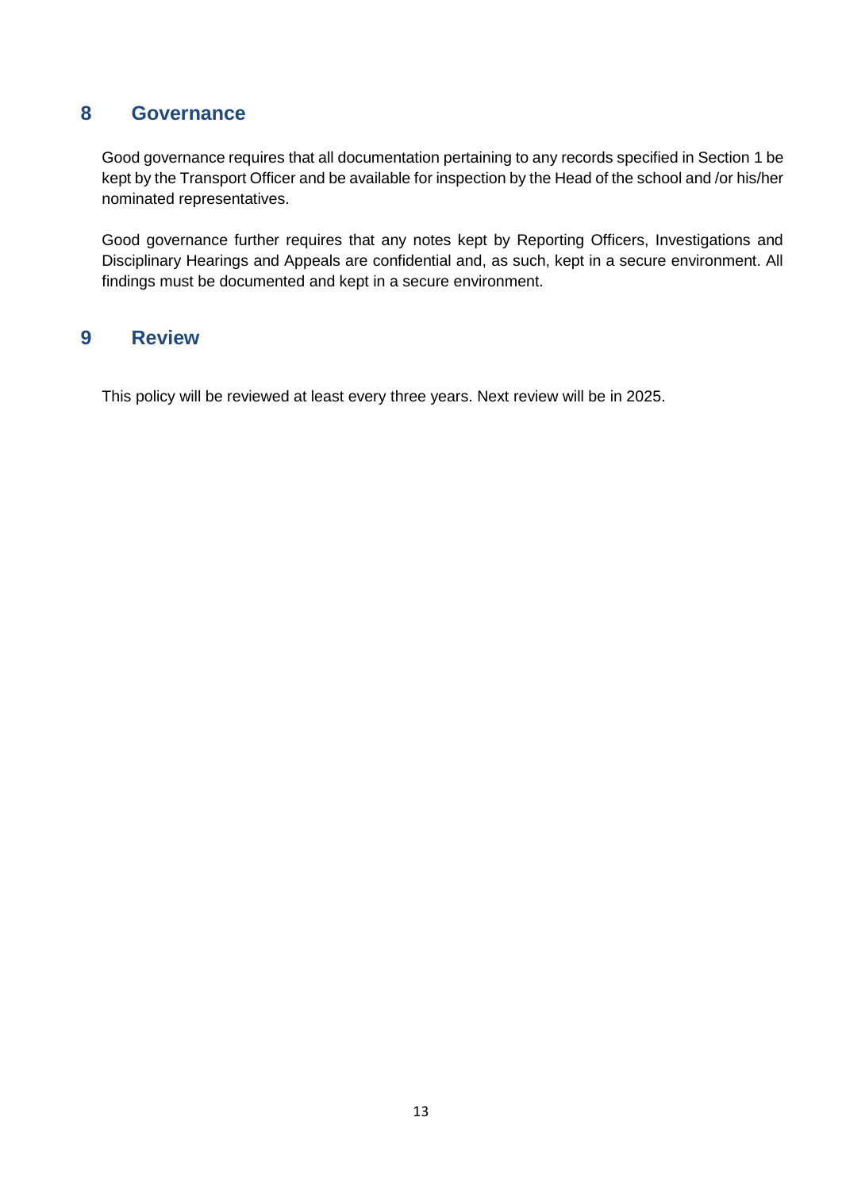## 8 Governance

Good governance requires that all documentation pertaining to any records specified in Section 1 be kept by the Transport Officer and be available for inspection by the Head of the school and /or his/her nominated representatives.

Good governance further requires that any notes kept by Reporting Officers, Investigations and Disciplinary Hearings and Appeals are confidential and, as such, kept in a secure environment. All findings must be documented and kept in a secure environment.

## 9 Review

This policy will be reviewed at least every three years. Next review will be in 2025.